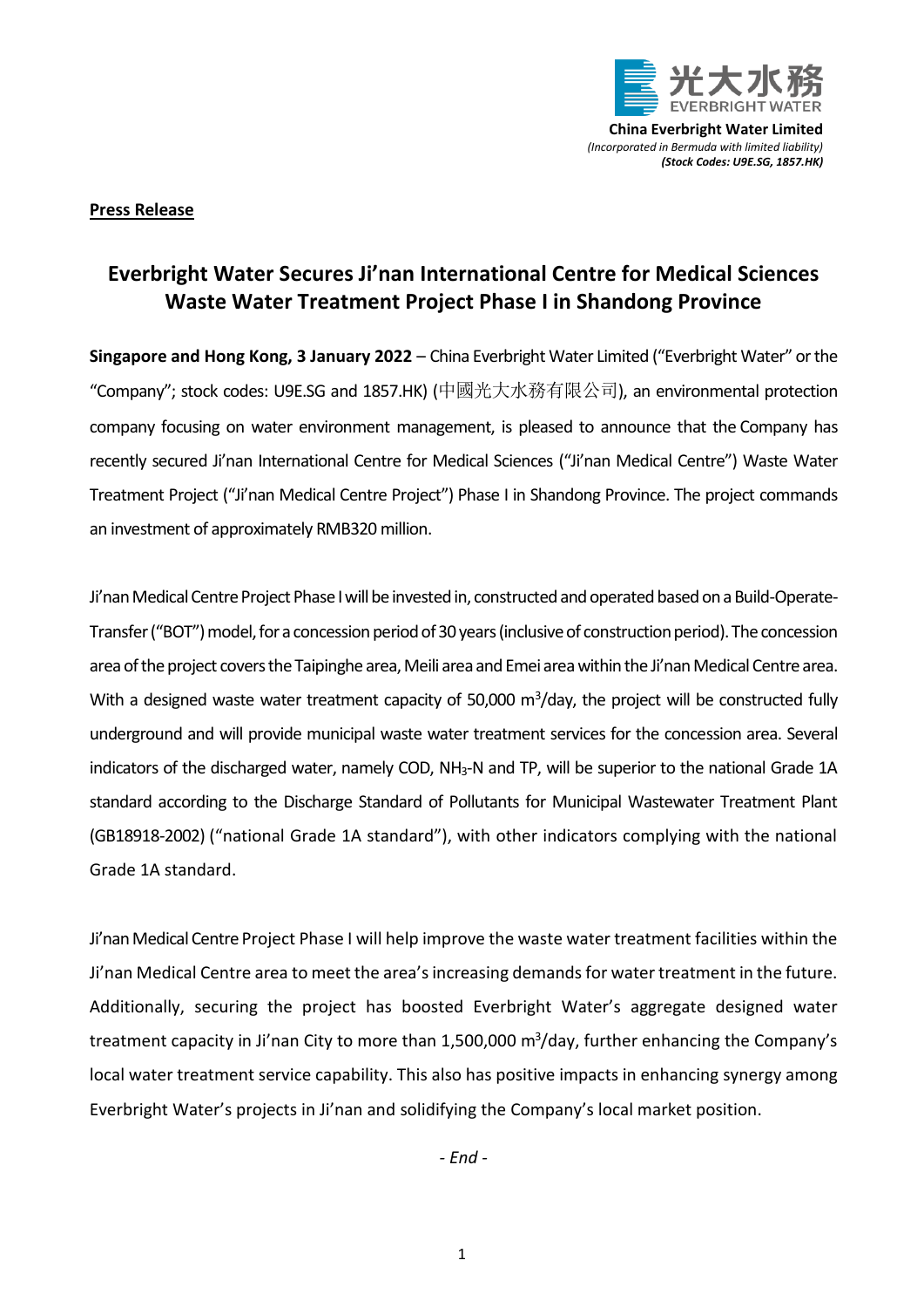光大水務
EVERBRIGHT WATER

**China Everbright Water Limited**
*(Incorporated in Bermuda with limited liability)*
***(Stock Codes: U9E.SG, 1857.HK)***

**Press Release**

# Everbright Water Secures Ji'nan International Centre for Medical Sciences Waste Water Treatment Project Phase I in Shandong Province

**Singapore and Hong Kong, 3 January 2022** – China Everbright Water Limited ("Everbright Water" or the "Company"; stock codes: U9E.SG and 1857.HK) (中國光大水務有限公司), an environmental protection company focusing on water environment management, is pleased to announce that the Company has recently secured Ji'nan International Centre for Medical Sciences ("Ji'nan Medical Centre") Waste Water Treatment Project ("Ji'nan Medical Centre Project") Phase I in Shandong Province. The project commands an investment of approximately RMB320 million.

Ji'nan Medical Centre Project Phase I will be invested in, constructed and operated based on a Build-Operate-Transfer ("BOT") model, for a concession period of 30 years (inclusive of construction period). The concession area of the project covers the Taipinghe area, Meili area and Emei area within the Ji'nan Medical Centre area. With a designed waste water treatment capacity of 50,000 $m^3$/day, the project will be constructed fully underground and will provide municipal waste water treatment services for the concession area. Several indicators of the discharged water, namely COD, $NH_3$-N and TP, will be superior to the national Grade 1A standard according to the Discharge Standard of Pollutants for Municipal Wastewater Treatment Plant (GB18918-2002) ("national Grade 1A standard"), with other indicators complying with the national Grade 1A standard.

Ji'nan Medical Centre Project Phase I will help improve the waste water treatment facilities within the Ji'nan Medical Centre area to meet the area's increasing demands for water treatment in the future. Additionally, securing the project has boosted Everbright Water's aggregate designed water treatment capacity in Ji'nan City to more than 1,500,000 $m^3$/day, further enhancing the Company's local water treatment service capability. This also has positive impacts in enhancing synergy among Everbright Water's projects in Ji'nan and solidifying the Company's local market position.

*- End -*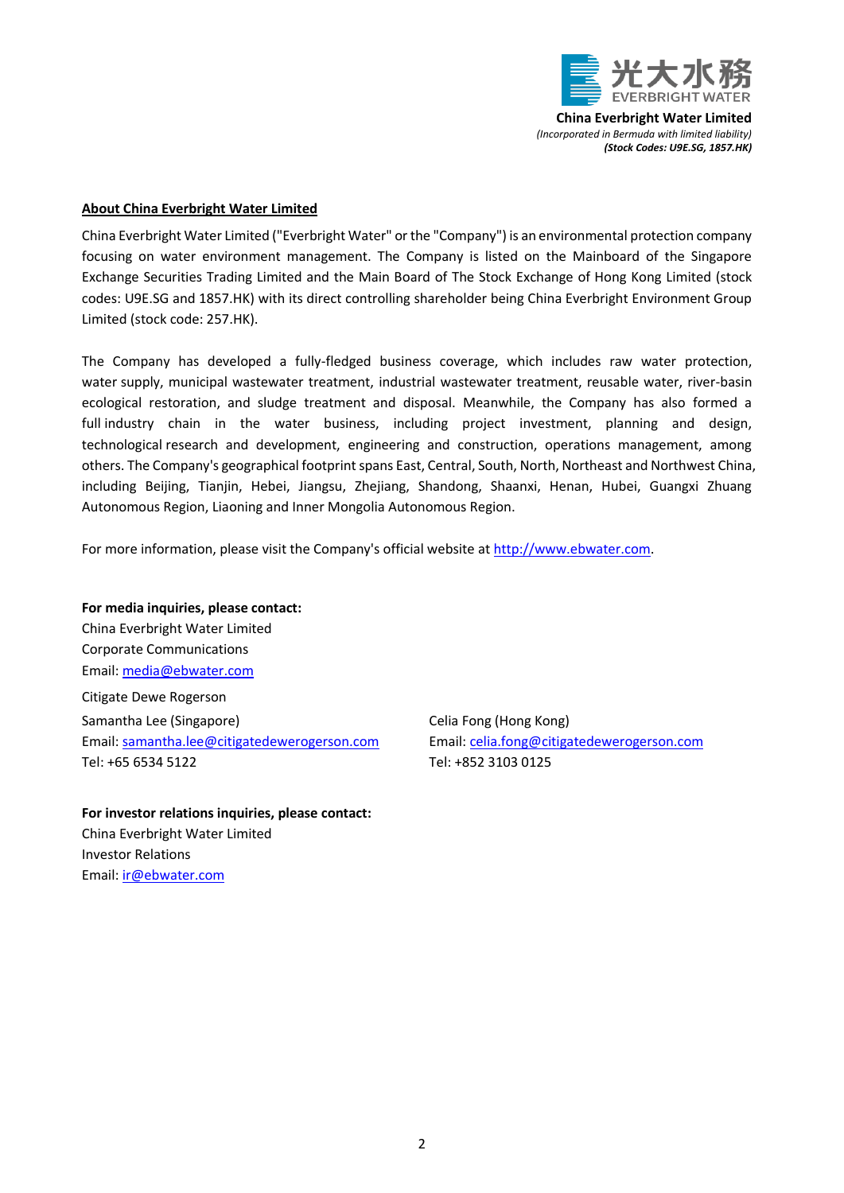光大水務
EVERBRIGHT WATER

**China Everbright Water Limited**
*(Incorporated in Bermuda with limited liability)*
***(Stock Codes: U9E.SG, 1857.HK)***

**About China Everbright Water Limited**

China Everbright Water Limited ("Everbright Water" or the "Company") is an environmental protection company focusing on water environment management. The Company is listed on the Mainboard of the Singapore Exchange Securities Trading Limited and the Main Board of The Stock Exchange of Hong Kong Limited (stock codes: U9E.SG and 1857.HK) with its direct controlling shareholder being China Everbright Environment Group Limited (stock code: 257.HK).

The Company has developed a fully-fledged business coverage, which includes raw water protection, water supply, municipal wastewater treatment, industrial wastewater treatment, reusable water, river-basin ecological restoration, and sludge treatment and disposal. Meanwhile, the Company has also formed a full industry chain in the water business, including project investment, planning and design, technological research and development, engineering and construction, operations management, among others. The Company's geographical footprint spans East, Central, South, North, Northeast and Northwest China, including Beijing, Tianjin, Hebei, Jiangsu, Zhejiang, Shandong, Shaanxi, Henan, Hubei, Guangxi Zhuang Autonomous Region, Liaoning and Inner Mongolia Autonomous Region.

For more information, please visit the Company's official website at http://www.ebwater.com.

**For media inquiries, please contact:**
China Everbright Water Limited
Corporate Communications
Email: media@ebwater.com

Citigate Dewe Rogerson

Samantha Lee (Singapore)
Email: samantha.lee@citigatedewerogerson.com
Tel: +65 6534 5122

Celia Fong (Hong Kong)
Email: celia.fong@citigatedewerogerson.com
Tel: +852 3103 0125

**For investor relations inquiries, please contact:**
China Everbright Water Limited
Investor Relations
Email: ir@ebwater.com